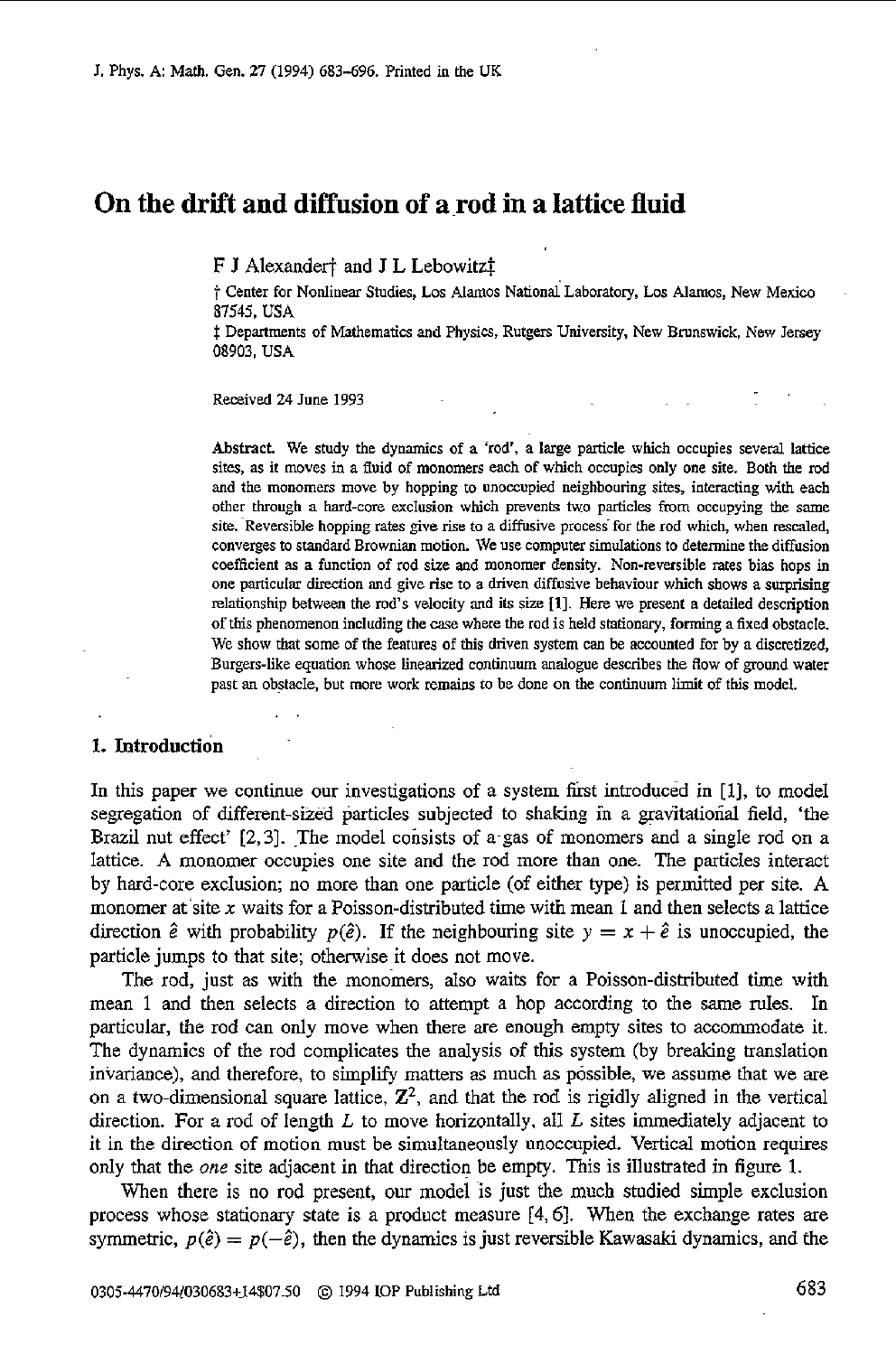# On the drift and diffusion of a rod in a lattice fluid

F J Alexander† and J L Lebowitz‡

† Center for Nonlinear Studies, Los Alamos National Laboratory, Los Alamos, New Mexico 87545, USA

‡ Departments of Mathematics and Physics, Rutgers University, New Brunswick, New Jersey 08903, USA

Received 24 June 1993

**Abstract.** We study the dynamics of a 'rod', a large particle which occupies several lattice sites, as it moves in a fluid of monomers each of which occupies only one site. Both the rod and the monomers move by hopping to unoccupied neighbouring sites, interacting with each other through a hard-core exclusion which prevents two particles from occupying the same site. Reversible hopping rates give rise to a diffusive process for the rod which, when rescaled, converges to standard Brownian motion. We use computer simulations to determine the diffusion coefficient as a function of rod size and monomer density. Non-reversible rates bias hops in one particular direction and give rise to a driven diffusive behaviour which shows a surprising relationship between the rod's velocity and its size [1]. Here we present a detailed description of this phenomenon including the case where the rod is held stationary, forming a fixed obstacle. We show that some of the features of this driven system can be accounted for by a discretized, Burgers-like equation whose linearized continuum analogue describes the flow of ground water past an obstacle, but more work remains to be done on the continuum limit of this model.

## 1. Introduction

In this paper we continue our investigations of a system first introduced in [1], to model segregation of different-sized particles subjected to shaking in a gravitational field, 'the Brazil nut effect' [2, 3]. The model consists of a gas of monomers and a single rod on a lattice. A monomer occupies one site and the rod more than one. The particles interact by hard-core exclusion; no more than one particle (of either type) is permitted per site. A monomer at site $x$ waits for a Poisson-distributed time with mean 1 and then selects a lattice direction $\hat{e}$ with probability $p(\hat{e})$. If the neighbouring site $y = x + \hat{e}$ is unoccupied, the particle jumps to that site; otherwise it does not move.

The rod, just as with the monomers, also waits for a Poisson-distributed time with mean 1 and then selects a direction to attempt a hop according to the same rules. In particular, the rod can only move when there are enough empty sites to accommodate it. The dynamics of the rod complicates the analysis of this system (by breaking translation invariance), and therefore, to simplify matters as much as possible, we assume that we are on a two-dimensional square lattice, $\mathbf{Z}^2$, and that the rod is rigidly aligned in the vertical direction. For a rod of length $L$ to move horizontally, all $L$ sites immediately adjacent to it in the direction of motion must be simultaneously unoccupied. Vertical motion requires only that the *one* site adjacent in that direction be empty. This is illustrated in figure 1.

When there is no rod present, our model is just the much studied simple exclusion process whose stationary state is a product measure [4, 6]. When the exchange rates are symmetric, $p(\hat{e}) = p(-\hat{e})$, then the dynamics is just reversible Kawasaki dynamics, and the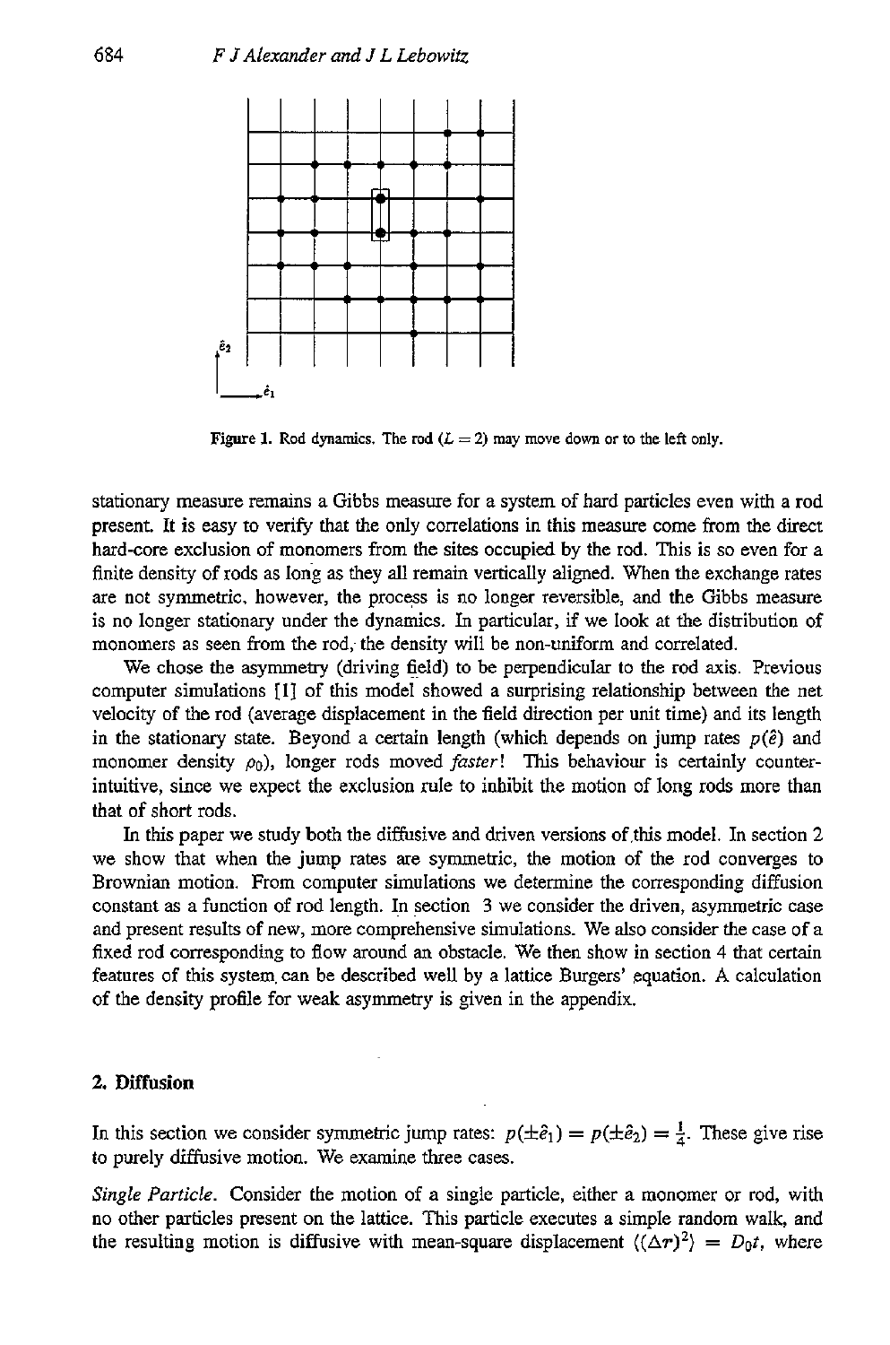Figure 1. Rod dynamics. The rod ($L = 2$) may move down or to the left only.

stationary measure remains a Gibbs measure for a system of hard particles even with a rod present. It is easy to verify that the only correlations in this measure come from the direct hard-core exclusion of monomers from the sites occupied by the rod. This is so even for a finite density of rods as long as they all remain vertically aligned. When the exchange rates are not symmetric, however, the process is no longer reversible, and the Gibbs measure is no longer stationary under the dynamics. In particular, if we look at the distribution of monomers as seen from the rod, the density will be non-uniform and correlated.

We chose the asymmetry (driving field) to be perpendicular to the rod axis. Previous computer simulations [1] of this model showed a surprising relationship between the net velocity of the rod (average displacement in the field direction per unit time) and its length in the stationary state. Beyond a certain length (which depends on jump rates $p(\hat{e})$ and monomer density $\rho_0$), longer rods moved *faster*! This behaviour is certainly counter-intuitive, since we expect the exclusion rule to inhibit the motion of long rods more than that of short rods.

In this paper we study both the diffusive and driven versions of this model. In section 2 we show that when the jump rates are symmetric, the motion of the rod converges to Brownian motion. From computer simulations we determine the corresponding diffusion constant as a function of rod length. In section 3 we consider the driven, asymmetric case and present results of new, more comprehensive simulations. We also consider the case of a fixed rod corresponding to flow around an obstacle. We then show in section 4 that certain features of this system can be described well by a lattice Burgers' equation. A calculation of the density profile for weak asymmetry is given in the appendix.

## 2. Diffusion

In this section we consider symmetric jump rates: $p(\pm\hat{e}_1) = p(\pm\hat{e}_2) = \frac{1}{4}$. These give rise to purely diffusive motion. We examine three cases.

*Single Particle.* Consider the motion of a single particle, either a monomer or rod, with no other particles present on the lattice. This particle executes a simple random walk, and the resulting motion is diffusive with mean-square displacement $\langle(\Delta r)^2\rangle = D_0 t$, where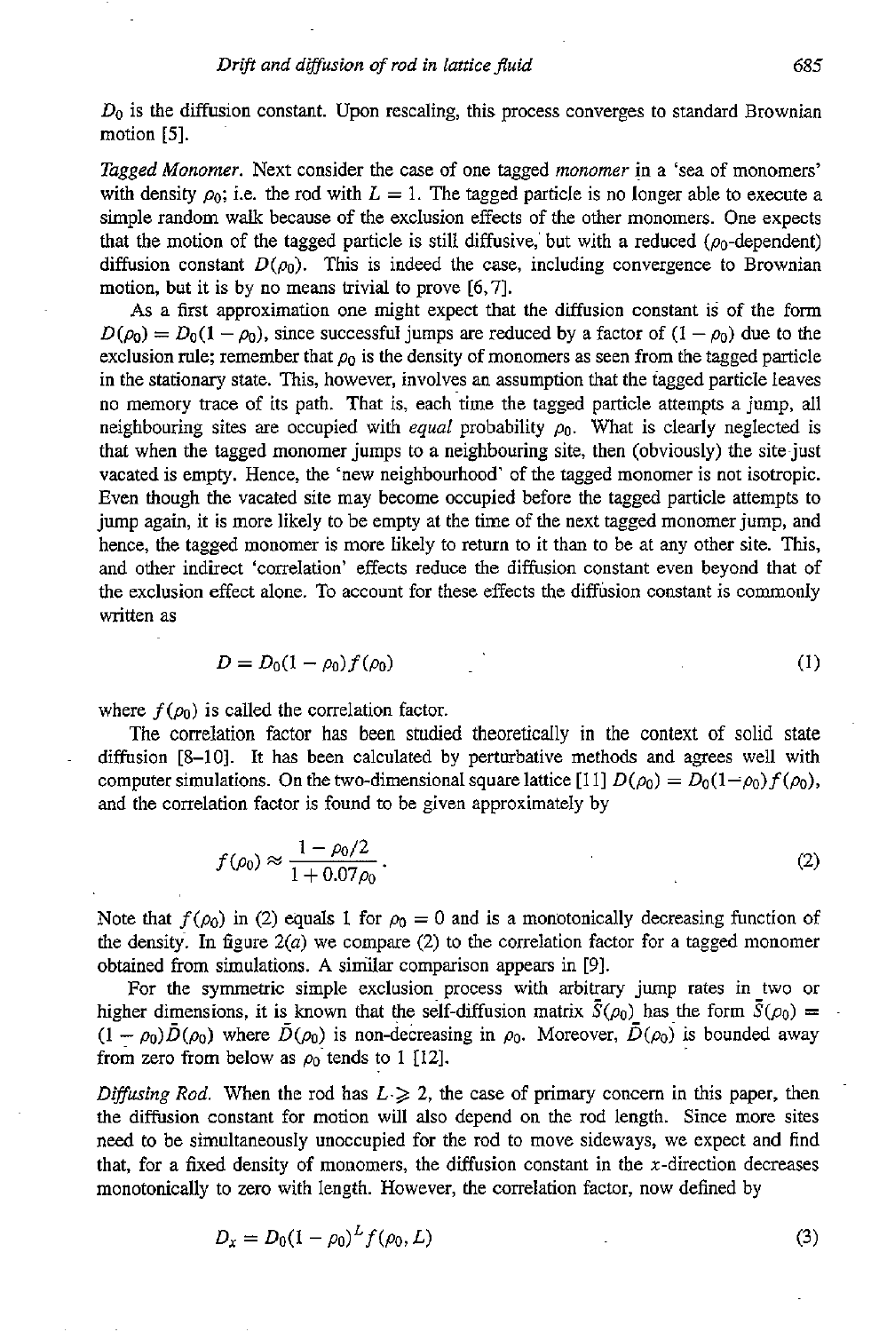$D_0$ is the diffusion constant. Upon rescaling, this process converges to standard Brownian motion [5].

*Tagged Monomer.* Next consider the case of one tagged *monomer* in a 'sea of monomers' with density $\rho_0$; i.e. the rod with $L = 1$. The tagged particle is no longer able to execute a simple random walk because of the exclusion effects of the other monomers. One expects that the motion of the tagged particle is still diffusive, but with a reduced ($\rho_0$-dependent) diffusion constant $D(\rho_0)$. This is indeed the case, including convergence to Brownian motion, but it is by no means trivial to prove [6, 7].

As a first approximation one might expect that the diffusion constant is of the form $D(\rho_0) = D_0(1 - \rho_0)$, since successful jumps are reduced by a factor of $(1 - \rho_0)$ due to the exclusion rule; remember that $\rho_0$ is the density of monomers as seen from the tagged particle in the stationary state. This, however, involves an assumption that the tagged particle leaves no memory trace of its path. That is, each time the tagged particle attempts a jump, all neighbouring sites are occupied with *equal* probability $\rho_0$. What is clearly neglected is that when the tagged monomer jumps to a neighbouring site, then (obviously) the site just vacated is empty. Hence, the 'new neighbourhood' of the tagged monomer is not isotropic. Even though the vacated site may become occupied before the tagged particle attempts to jump again, it is more likely to be empty at the time of the next tagged monomer jump, and hence, the tagged monomer is more likely to return to it than to be at any other site. This, and other indirect 'correlation' effects reduce the diffusion constant even beyond that of the exclusion effect alone. To account for these effects the diffusion constant is commonly written as

$$D = D_0(1 - \rho_0)f(\rho_0) \tag{1}$$

where $f(\rho_0)$ is called the correlation factor.

The correlation factor has been studied theoretically in the context of solid state diffusion [8–10]. It has been calculated by perturbative methods and agrees well with computer simulations. On the two-dimensional square lattice [11] $D(\rho_0) = D_0(1-\rho_0)f(\rho_0)$, and the correlation factor is found to be given approximately by

$$f(\rho_0) \approx \frac{1 - \rho_0/2}{1 + 0.07\rho_0}. \tag{2}$$

Note that $f(\rho_0)$ in (2) equals 1 for $\rho_0 = 0$ and is a monotonically decreasing function of the density. In figure 2(*a*) we compare (2) to the correlation factor for a tagged monomer obtained from simulations. A similar comparison appears in [9].

For the symmetric simple exclusion process with arbitrary jump rates in two or higher dimensions, it is known that the self-diffusion matrix $\bar{S}(\rho_0)$ has the form $\bar{S}(\rho_0) = (1 - \rho_0)\bar{D}(\rho_0)$ where $\bar{D}(\rho_0)$ is non-decreasing in $\rho_0$. Moreover, $\bar{D}(\rho_0)$ is bounded away from zero from below as $\rho_0$ tends to 1 [12].

*Diffusing Rod.* When the rod has $L \geqslant 2$, the case of primary concern in this paper, then the diffusion constant for motion will also depend on the rod length. Since more sites need to be simultaneously unoccupied for the rod to move sideways, we expect and find that, for a fixed density of monomers, the diffusion constant in the $x$-direction decreases monotonically to zero with length. However, the correlation factor, now defined by

$$D_x = D_0(1 - \rho_0)^L f(\rho_0, L) \tag{3}$$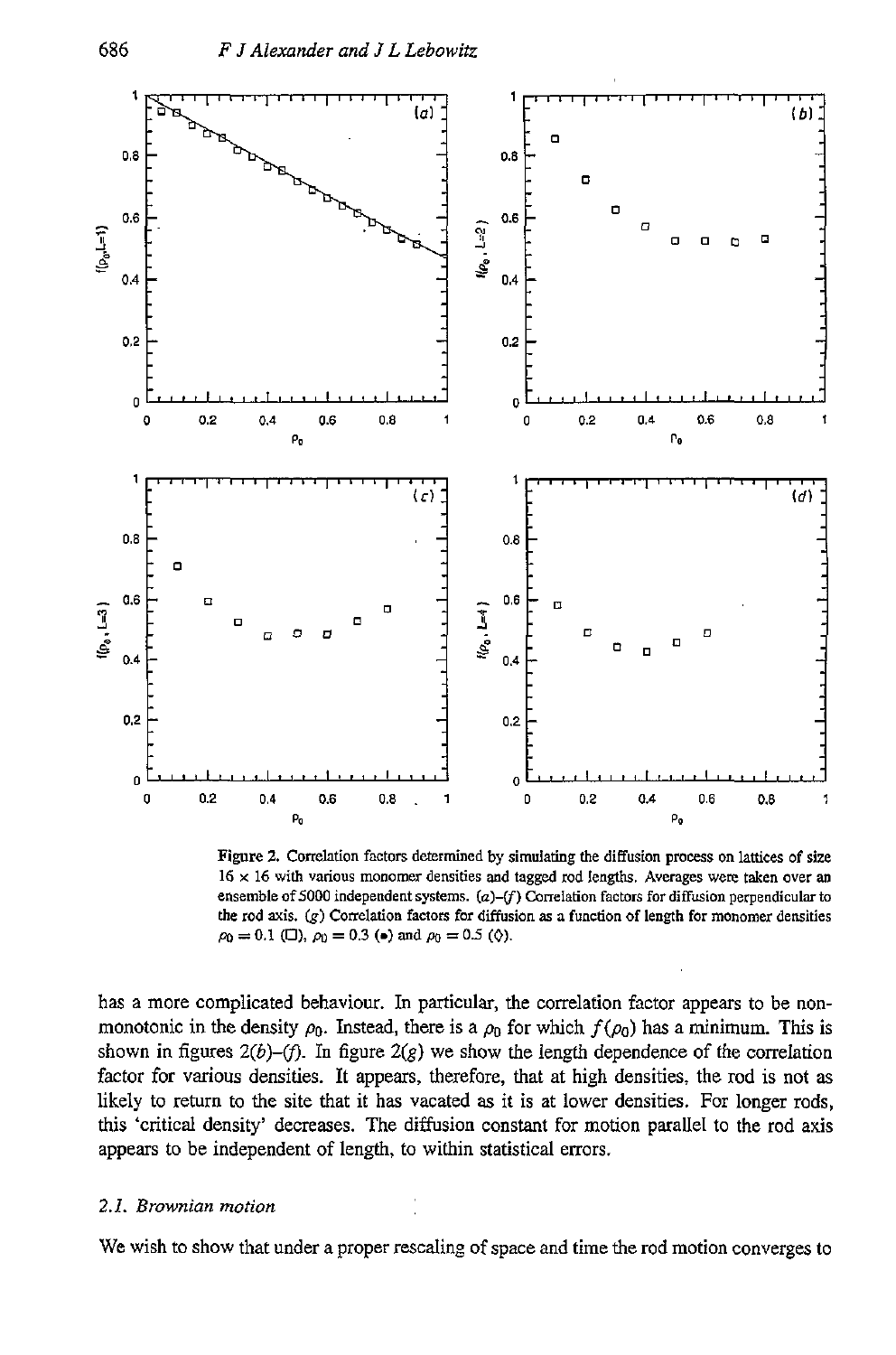Figure 2. Correlation factors determined by simulating the diffusion process on lattices of size $16 \times 16$ with various monomer densities and tagged rod lengths. Averages were taken over an ensemble of 5000 independent systems. (*a*)–(*f*) Correlation factors for diffusion perpendicular to the rod axis. (*g*) Correlation factors for diffusion as a function of length for monomer densities $\rho_0 = 0.1$ (□), $\rho_0 = 0.3$ (•) and $\rho_0 = 0.5$ (◇).

has a more complicated behaviour. In particular, the correlation factor appears to be non-monotonic in the density $\rho_0$. Instead, there is a $\rho_0$ for which $f(\rho_0)$ has a minimum. This is shown in figures 2(*b*)–(*f*). In figure 2(*g*) we show the length dependence of the correlation factor for various densities. It appears, therefore, that at high densities, the rod is not as likely to return to the site that it has vacated as it is at lower densities. For longer rods, this 'critical density' decreases. The diffusion constant for motion parallel to the rod axis appears to be independent of length, to within statistical errors.

### 2.1. Brownian motion

We wish to show that under a proper rescaling of space and time the rod motion converges to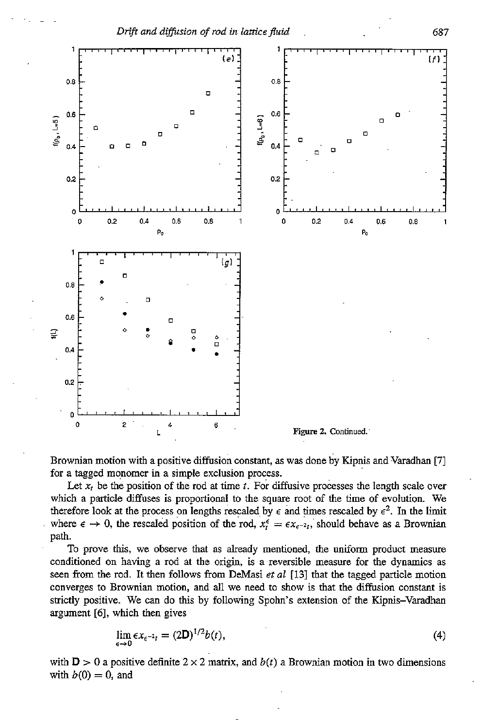Figure 2. Continued.

Brownian motion with a positive diffusion constant, as was done by Kipnis and Varadhan [7] for a tagged monomer in a simple exclusion process.

Let $x_t$ be the position of the rod at time $t$. For diffusive processes the length scale over which a particle diffuses is proportional to the square root of the time of evolution. We therefore look at the process on lengths rescaled by $\epsilon$ and times rescaled by $\epsilon^2$. In the limit where $\epsilon \to 0$, the rescaled position of the rod, $x_t^\epsilon = \epsilon x_{\epsilon^{-2}t}$, should behave as a Brownian path.

To prove this, we observe that as already mentioned, the uniform product measure conditioned on having a rod at the origin, is a reversible measure for the dynamics as seen from the rod. It then follows from DeMasi *et al* [13] that the tagged particle motion converges to Brownian motion, and all we need to show is that the diffusion constant is strictly positive. We can do this by following Spohn's extension of the Kipnis–Varadhan argument [6], which then gives

$$\lim_{\epsilon \to 0} \epsilon x_{\epsilon^{-2}t} = (2\mathbf{D})^{1/2} b(t), \tag{4}$$

with $\mathbf{D} > 0$ a positive definite $2 \times 2$ matrix, and $b(t)$ a Brownian motion in two dimensions with $b(0) = 0$, and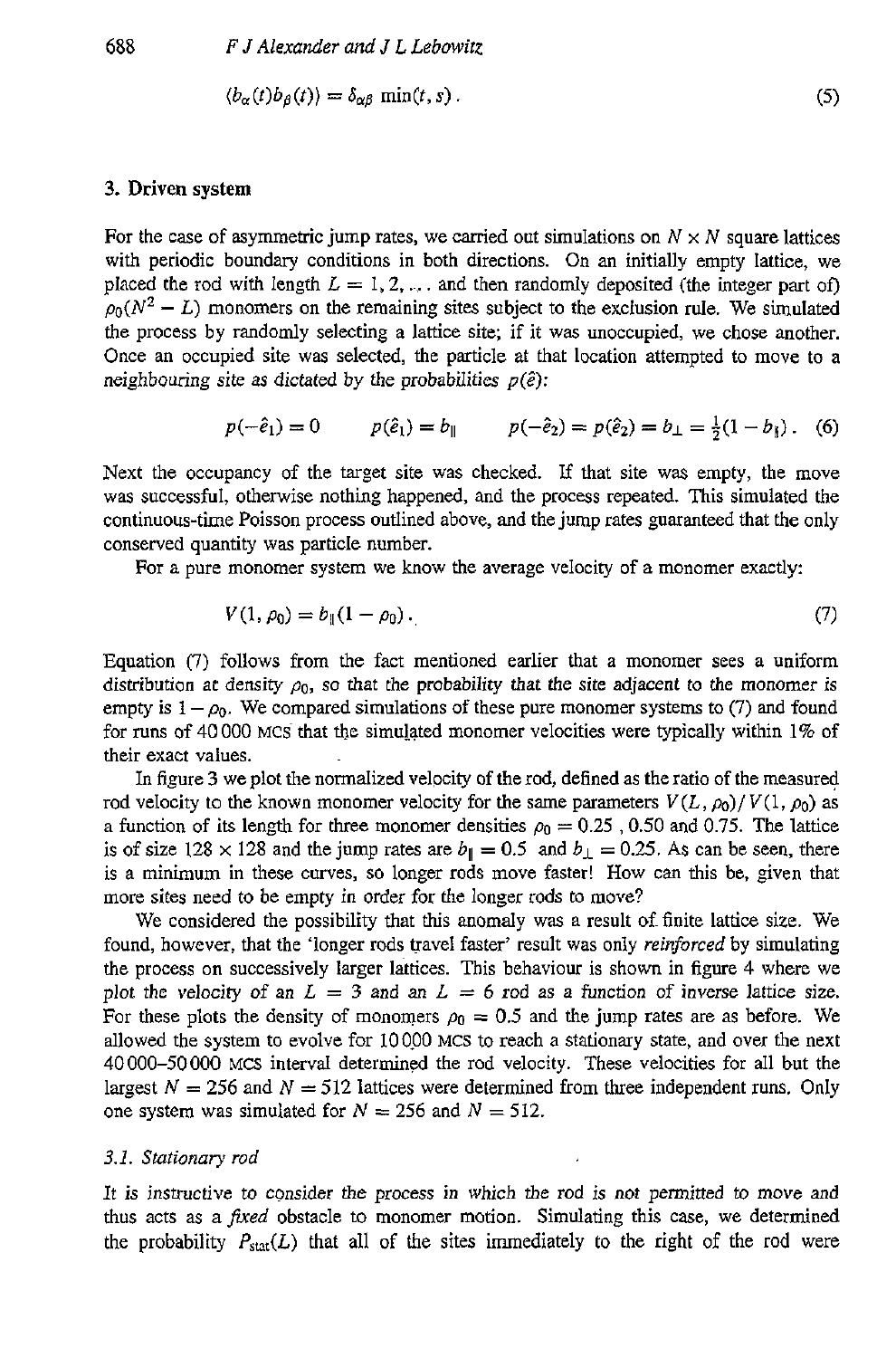$$\langle b_\alpha(t) b_\beta(t) \rangle = \delta_{\alpha\beta} \min(t, s) . \tag{5}$$

## 3. Driven system

For the case of asymmetric jump rates, we carried out simulations on $N \times N$ square lattices with periodic boundary conditions in both directions. On an initially empty lattice, we placed the rod with length $L = 1, 2, \ldots$ and then randomly deposited (the integer part of) $\rho_0(N^2 - L)$ monomers on the remaining sites subject to the exclusion rule. We simulated the process by randomly selecting a lattice site; if it was unoccupied, we chose another. Once an occupied site was selected, the particle at that location attempted to move to a neighbouring site as dictated by the probabilities $p(\hat{e})$:

$$p(-\hat{e}_1) = 0 \qquad p(\hat{e}_1) = b_\parallel \qquad p(-\hat{e}_2) = p(\hat{e}_2) = b_\perp = \tfrac{1}{2}(1 - b_\parallel) . \tag{6}$$

Next the occupancy of the target site was checked. If that site was empty, the move was successful, otherwise nothing happened, and the process repeated. This simulated the continuous-time Poisson process outlined above, and the jump rates guaranteed that the only conserved quantity was particle number.

For a pure monomer system we know the average velocity of a monomer exactly:

$$V(1, \rho_0) = b_\parallel(1 - \rho_0) . \tag{7}$$

Equation (7) follows from the fact mentioned earlier that a monomer sees a uniform distribution at density $\rho_0$, so that the probability that the site adjacent to the monomer is empty is $1 - \rho_0$. We compared simulations of these pure monomer systems to (7) and found for runs of 40 000 MCS that the simulated monomer velocities were typically within 1% of their exact values.

In figure 3 we plot the normalized velocity of the rod, defined as the ratio of the measured rod velocity to the known monomer velocity for the same parameters $V(L, \rho_0)/V(1, \rho_0)$ as a function of its length for three monomer densities $\rho_0 = 0.25$ , 0.50 and 0.75. The lattice is of size $128 \times 128$ and the jump rates are $b_\parallel = 0.5$ and $b_\perp = 0.25$. As can be seen, there is a minimum in these curves, so longer rods move faster! How can this be, given that more sites need to be empty in order for the longer rods to move?

We considered the possibility that this anomaly was a result of finite lattice size. We found, however, that the 'longer rods travel faster' result was only *reinforced* by simulating the process on successively larger lattices. This behaviour is shown in figure 4 where we plot the velocity of an $L = 3$ and an $L = 6$ rod as a function of inverse lattice size. For these plots the density of monomers $\rho_0 = 0.5$ and the jump rates are as before. We allowed the system to evolve for 10 000 MCS to reach a stationary state, and over the next 40 000–50 000 MCS interval determined the rod velocity. These velocities for all but the largest $N = 256$ and $N = 512$ lattices were determined from three independent runs. Only one system was simulated for $N = 256$ and $N = 512$.

### 3.1. Stationary rod

It is instructive to consider the process in which the rod is not permitted to move and thus acts as a *fixed* obstacle to monomer motion. Simulating this case, we determined the probability $P_{\text{stat}}(L)$ that all of the sites immediately to the right of the rod were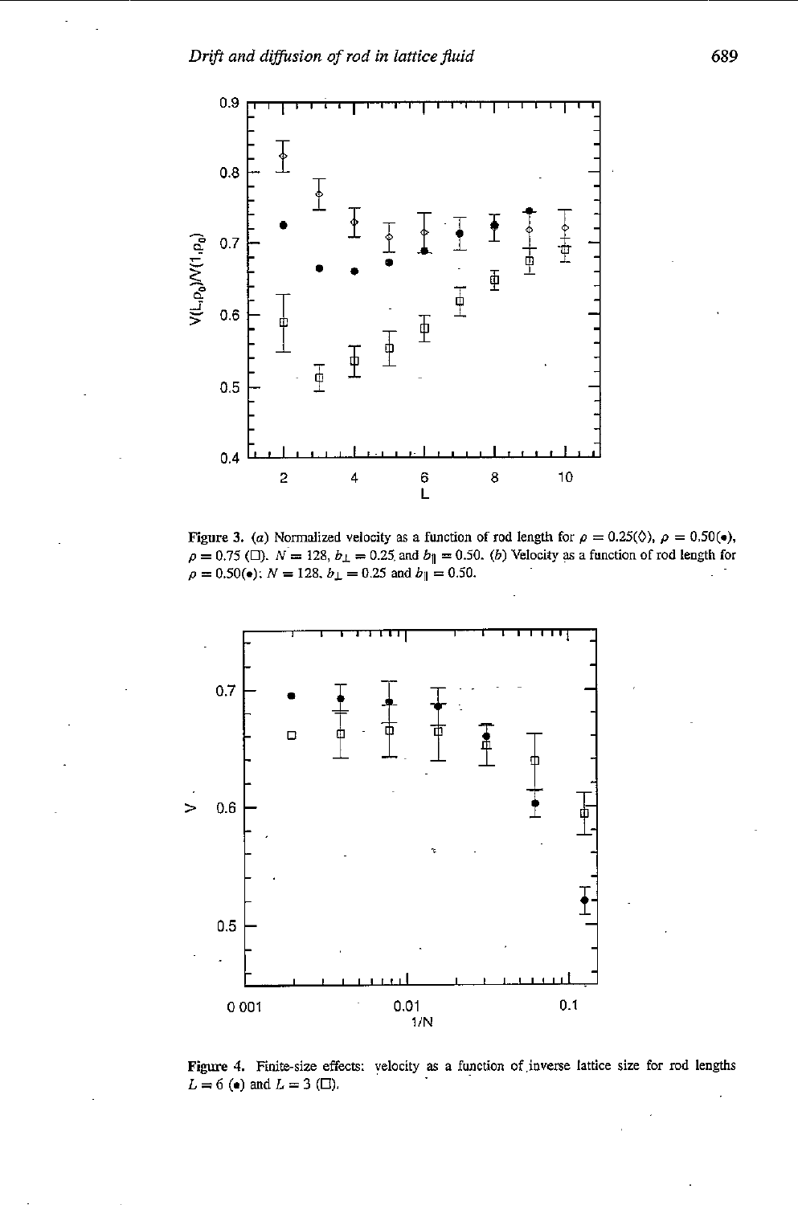**Figure 3.** (*a*) Normalized velocity as a function of rod length for $\rho = 0.25(\Diamond)$, $\rho = 0.50(\bullet)$, $\rho = 0.75$ ($\Box$). $N = 128$, $b_\perp = 0.25$ and $b_\parallel = 0.50$. (*b*) Velocity as a function of rod length for $\rho = 0.50(\bullet)$; $N = 128$, $b_\perp = 0.25$ and $b_\parallel = 0.50$.

**Figure 4.** Finite-size effects: velocity as a function of inverse lattice size for rod lengths $L = 6$ ($\bullet$) and $L = 3$ ($\Box$).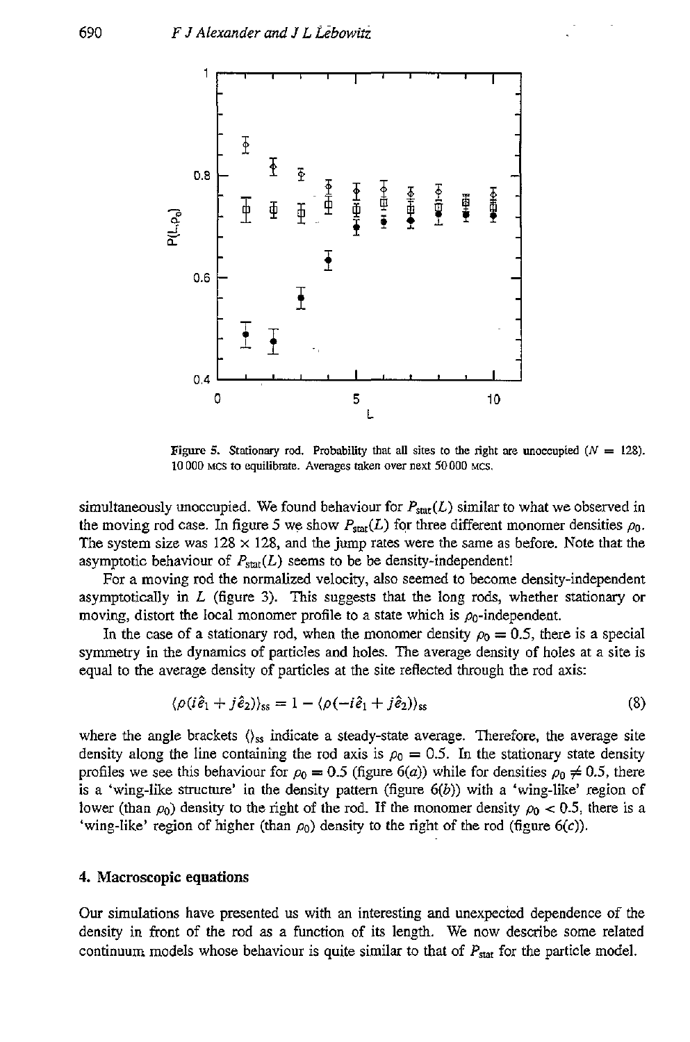Figure 5. Stationary rod. Probability that all sites to the right are unoccupied ($N = 128$). 10 000 MCS to equilibrate. Averages taken over next 50 000 MCS.

simultaneously unoccupied. We found behaviour for $P_{\text{stat}}(L)$ similar to what we observed in the moving rod case. In figure 5 we show $P_{\text{stat}}(L)$ for three different monomer densities $\rho_0$. The system size was $128 \times 128$, and the jump rates were the same as before. Note that the asymptotic behaviour of $P_{\text{stat}}(L)$ seems to be be density-independent!

For a moving rod the normalized velocity, also seemed to become density-independent asymptotically in $L$ (figure 3). This suggests that the long rods, whether stationary or moving, distort the local monomer profile to a state which is $\rho_0$-independent.

In the case of a stationary rod, when the monomer density $\rho_0 = 0.5$, there is a special symmetry in the dynamics of particles and holes. The average density of holes at a site is equal to the average density of particles at the site reflected through the rod axis:

$$\langle \rho(i\hat{e}_1 + j\hat{e}_2)\rangle_{\text{ss}} = 1 - \langle \rho(-i\hat{e}_1 + j\hat{e}_2)\rangle_{\text{ss}} \tag{8}$$

where the angle brackets $\langle\rangle_{\text{ss}}$ indicate a steady-state average. Therefore, the average site density along the line containing the rod axis is $\rho_0 = 0.5$. In the stationary state density profiles we see this behaviour for $\rho_0 = 0.5$ (figure 6(*a*)) while for densities $\rho_0 \neq 0.5$, there is a 'wing-like structure' in the density pattern (figure 6(*b*)) with a 'wing-like' region of lower (than $\rho_0$) density to the right of the rod. If the monomer density $\rho_0 < 0.5$, there is a 'wing-like' region of higher (than $\rho_0$) density to the right of the rod (figure 6(*c*)).

## 4. Macroscopic equations

Our simulations have presented us with an interesting and unexpected dependence of the density in front of the rod as a function of its length. We now describe some related continuum models whose behaviour is quite similar to that of $P_{\text{stat}}$ for the particle model.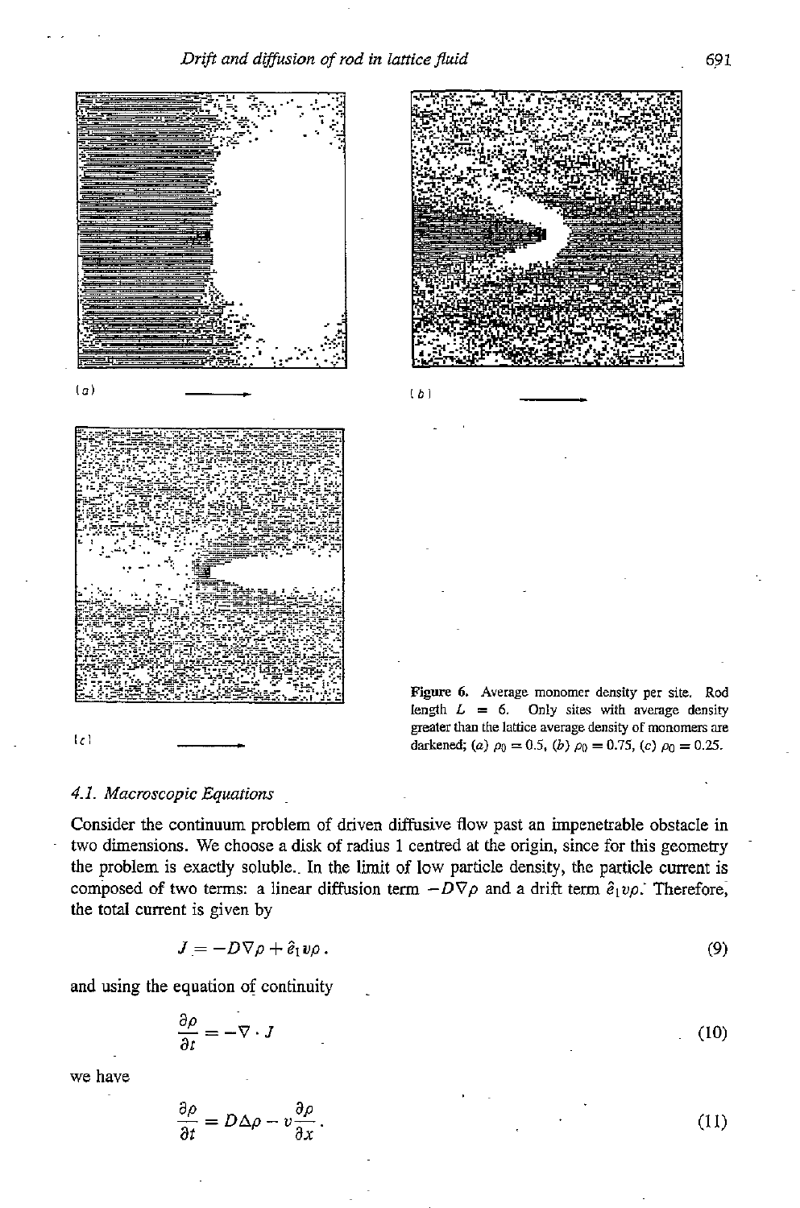(a)

(b)

(c)

**Figure 6.** Average monomer density per site. Rod length $L = 6$. Only sites with average density greater than the lattice average density of monomers are darkened; (a) $\rho_0 = 0.5$, (b) $\rho_0 = 0.75$, (c) $\rho_0 = 0.25$.

### 4.1. Macroscopic Equations

Consider the continuum problem of driven diffusive flow past an impenetrable obstacle in two dimensions. We choose a disk of radius 1 centred at the origin, since for this geometry the problem is exactly soluble. In the limit of low particle density, the particle current is composed of two terms: a linear diffusion term $-D\nabla\rho$ and a drift term $\hat{e}_1 v\rho$. Therefore, the total current is given by

$$J = -D\nabla\rho + \hat{e}_1 v\rho \,. \tag{9}$$

and using the equation of continuity

$$\frac{\partial\rho}{\partial t} = -\nabla \cdot J \tag{10}$$

we have

$$\frac{\partial\rho}{\partial t} = D\Delta\rho - v\frac{\partial\rho}{\partial x} \,. \tag{11}$$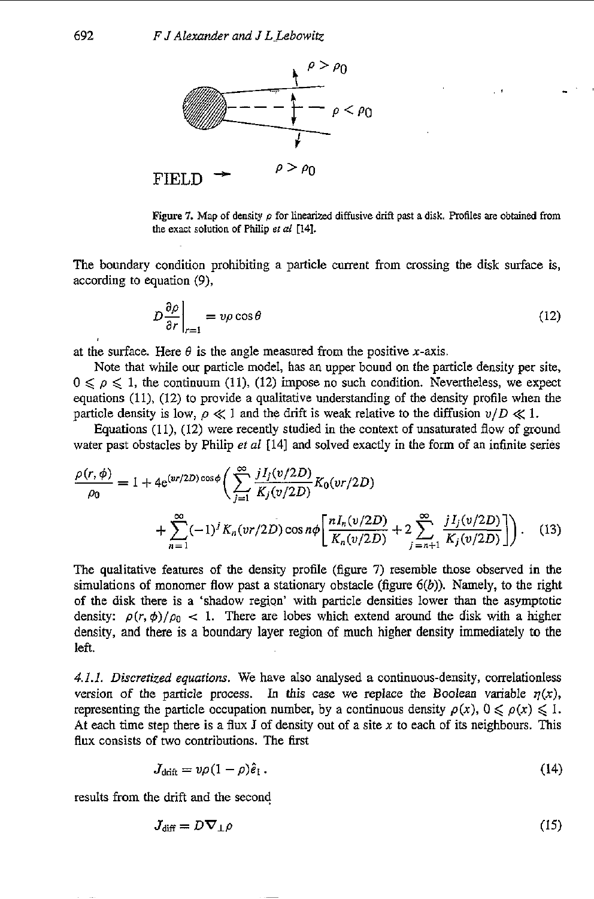$\rho > \rho_0$

$\rho < \rho_0$

$\rho > \rho_0$

FIELD →

Figure 7. Map of density $\rho$ for linearized diffusive drift past a disk. Profiles are obtained from the exact solution of Philip *et al* [14].

The boundary condition prohibiting a particle current from crossing the disk surface is, according to equation (9),

$$D\frac{\partial \rho}{\partial r}\bigg|_{r=1} = v\rho\cos\theta \tag{12}$$

at the surface. Here $\theta$ is the angle measured from the positive $x$-axis.

Note that while our particle model, has an upper bound on the particle density per site, $0 \leqslant \rho \leqslant 1$, the continuum (11), (12) impose no such condition. Nevertheless, we expect equations (11), (12) to provide a qualitative understanding of the density profile when the particle density is low, $\rho \ll 1$ and the drift is weak relative to the diffusion $v/D \ll 1$.

Equations (11), (12) were recently studied in the context of unsaturated flow of ground water past obstacles by Philip *et al* [14] and solved exactly in the form of an infinite series

$$\frac{\rho(r,\phi)}{\rho_0} = 1 + 4\mathrm{e}^{(vr/2D)\cos\phi}\Bigg(\sum_{j=1}^{\infty}\frac{jI_j(v/2D)}{K_j(v/2D)}K_0(vr/2D) + \sum_{n=1}^{\infty}(-1)^j K_n(vr/2D)\cos n\phi\left[\frac{nI_n(v/2D)}{K_n(v/2D)} + 2\sum_{j=n+1}^{\infty}\frac{jI_j(v/2D)}{K_j(v/2D)}\right]\Bigg). \tag{13}$$

The qualitative features of the density profile (figure 7) resemble those observed in the simulations of monomer flow past a stationary obstacle (figure 6(*b*)). Namely, to the right of the disk there is a 'shadow region' with particle densities lower than the asymptotic density: $\rho(r,\phi)/\rho_0 < 1$. There are lobes which extend around the disk with a higher density, and there is a boundary layer region of much higher density immediately to the left.

*4.1.1. Discretized equations.* We have also analysed a continuous-density, correlationless version of the particle process. In this case we replace the Boolean variable $\eta(x)$, representing the particle occupation number, by a continuous density $\rho(x)$, $0 \leqslant \rho(x) \leqslant 1$. At each time step there is a flux J of density out of a site $x$ to each of its neighbours. This flux consists of two contributions. The first

$$J_{\mathrm{drift}} = v\rho(1-\rho)\hat{e}_1 . \tag{14}$$

results from the drift and the second

$$J_{\mathrm{diff}} = D\nabla_{\perp}\rho \tag{15}$$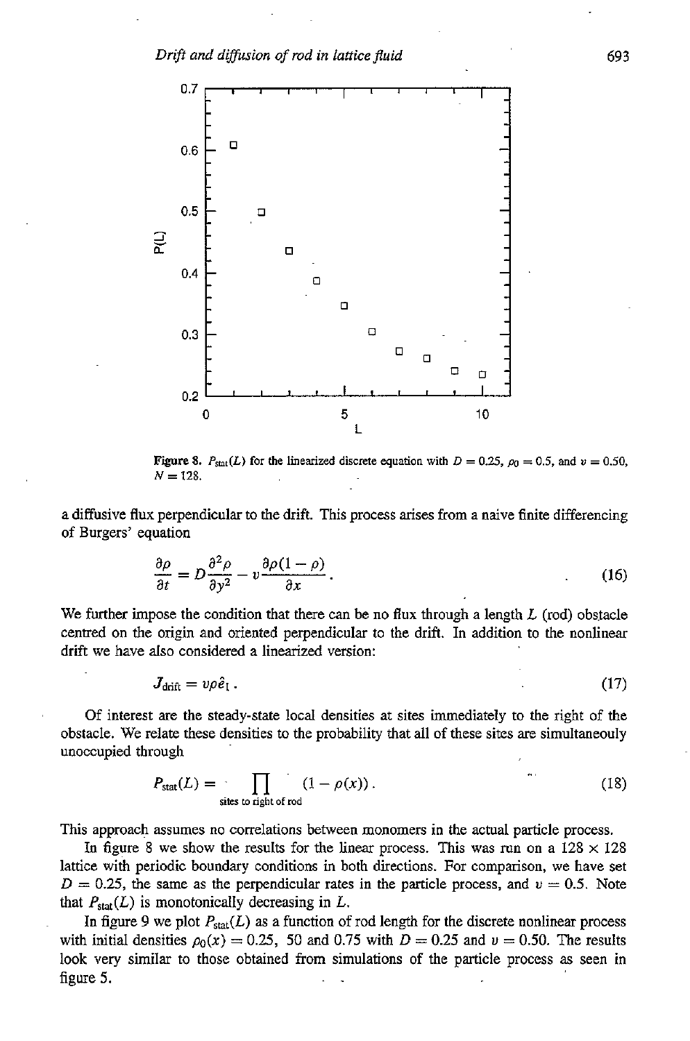**Figure 8.** $P_{\text{stat}}(L)$ for the linearized discrete equation with $D = 0.25$, $\rho_0 = 0.5$, and $v = 0.50$, $N = 128$.

a diffusive flux perpendicular to the drift. This process arises from a naive finite differencing of Burgers' equation

$$\frac{\partial \rho}{\partial t} = D\frac{\partial^2 \rho}{\partial y^2} - v\frac{\partial \rho(1-\rho)}{\partial x}. \tag{16}$$

We further impose the condition that there can be no flux through a length $L$ (rod) obstacle centred on the origin and oriented perpendicular to the drift. In addition to the nonlinear drift we have also considered a linearized version:

$$J_{\text{drift}} = v\rho\hat{e}_1. \tag{17}$$

Of interest are the steady-state local densities at sites immediately to the right of the obstacle. We relate these densities to the probability that all of these sites are simultaneouly unoccupied through

$$P_{\text{stat}}(L) = \prod_{\text{sites to right of rod}} (1 - \rho(x)). \tag{18}$$

This approach assumes no correlations between monomers in the actual particle process.

In figure 8 we show the results for the linear process. This was run on a $128 \times 128$ lattice with periodic boundary conditions in both directions. For comparison, we have set $D = 0.25$, the same as the perpendicular rates in the particle process, and $v = 0.5$. Note that $P_{\text{stat}}(L)$ is monotonically decreasing in $L$.

In figure 9 we plot $P_{\text{stat}}(L)$ as a function of rod length for the discrete nonlinear process with initial densities $\rho_0(x) = 0.25$, 50 and 0.75 with $D = 0.25$ and $v = 0.50$. The results look very similar to those obtained from simulations of the particle process as seen in figure 5.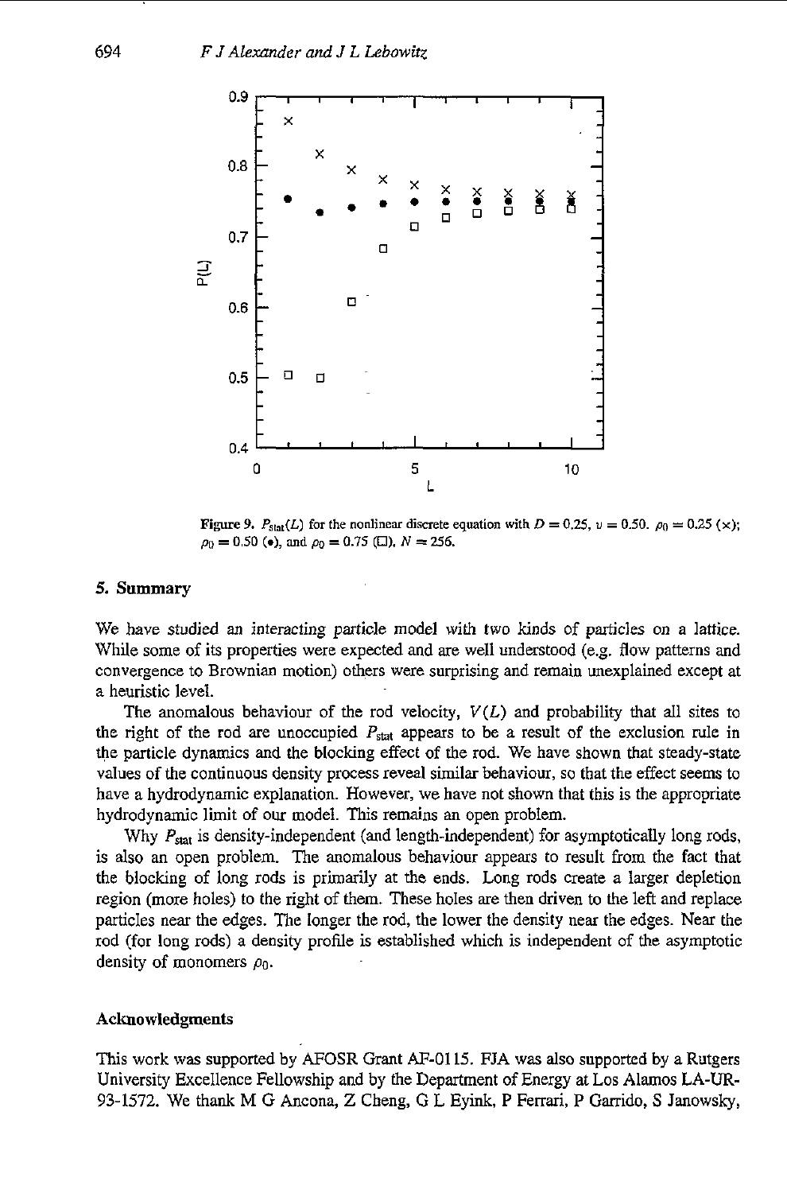**Figure 9.** $P_{\rm stat}(L)$ for the nonlinear discrete equation with $D = 0.25$, $v = 0.50$. $\rho_0 = 0.25$ (×); $\rho_0 = 0.50$ (•), and $\rho_0 = 0.75$ (□). $N = 256$.

## 5. Summary

We have studied an interacting particle model with two kinds of particles on a lattice. While some of its properties were expected and are well understood (e.g. flow patterns and convergence to Brownian motion) others were surprising and remain unexplained except at a heuristic level.

The anomalous behaviour of the rod velocity, $V(L)$ and probability that all sites to the right of the rod are unoccupied $P_{\rm stat}$ appears to be a result of the exclusion rule in the particle dynamics and the blocking effect of the rod. We have shown that steady-state values of the continuous density process reveal similar behaviour, so that the effect seems to have a hydrodynamic explanation. However, we have not shown that this is the appropriate hydrodynamic limit of our model. This remains an open problem.

Why $P_{\rm stat}$ is density-independent (and length-independent) for asymptotically long rods, is also an open problem. The anomalous behaviour appears to result from the fact that the blocking of long rods is primarily at the ends. Long rods create a larger depletion region (more holes) to the right of them. These holes are then driven to the left and replace particles near the edges. The longer the rod, the lower the density near the edges. Near the rod (for long rods) a density profile is established which is independent of the asymptotic density of monomers $\rho_0$.

### Acknowledgments

This work was supported by AFOSR Grant AF-0115. FJA was also supported by a Rutgers University Excellence Fellowship and by the Department of Energy at Los Alamos LA-UR-93-1572. We thank M G Ancona, Z Cheng, G L Eyink, P Ferrari, P Garrido, S Janowsky,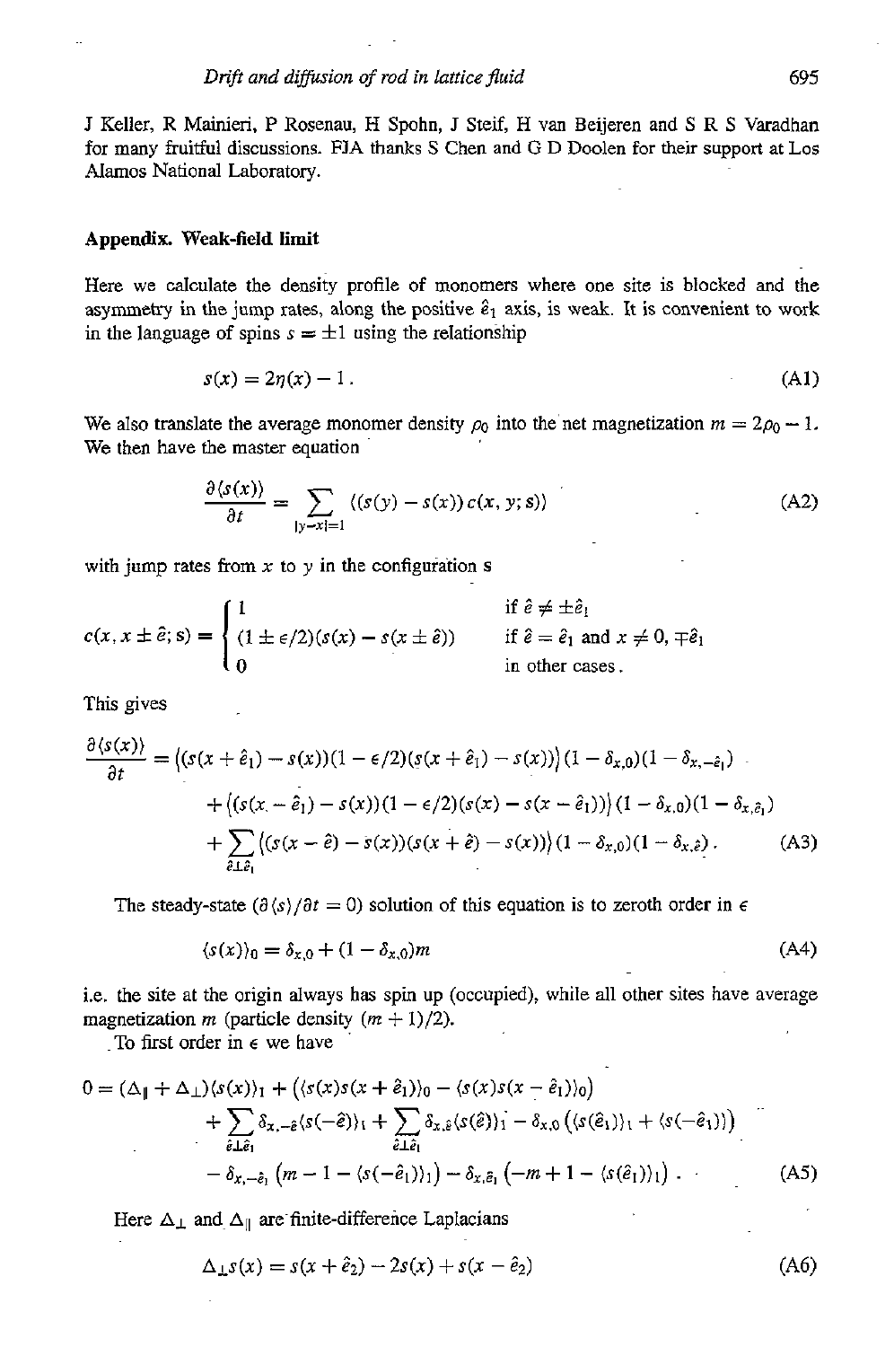J Keller, R Mainieri, P Rosenau, H Spohn, J Steif, H van Beijeren and S R S Varadhan for many fruitful discussions. FJA thanks S Chen and G D Doolen for their support at Los Alamos National Laboratory.

## Appendix. Weak-field limit

Here we calculate the density profile of monomers where one site is blocked and the asymmetry in the jump rates, along the positive $\hat{e}_1$ axis, is weak. It is convenient to work in the language of spins $s = \pm 1$ using the relationship

$$s(x) = 2\eta(x) - 1 . \tag{A1}$$

We also translate the average monomer density $\rho_0$ into the net magnetization $m = 2\rho_0 - 1$. We then have the master equation

$$\frac{\partial \langle s(x) \rangle}{\partial t} = \sum_{|y-x|=1} \langle (s(y) - s(x))\, c(x, y; s) \rangle \tag{A2}$$

with jump rates from $x$ to $y$ in the configuration s

$$c(x, x \pm \hat{e}; s) = \begin{cases} 1 & \text{if } \hat{e} \neq \pm\hat{e}_1 \\ (1 \pm \epsilon/2)(s(x) - s(x \pm \hat{e})) & \text{if } \hat{e} = \hat{e}_1 \text{ and } x \neq 0, \mp\hat{e}_1 \\ 0 & \text{in other cases}. \end{cases}$$

This gives

$$\begin{aligned}\frac{\partial \langle s(x) \rangle}{\partial t} &= \langle (s(x+\hat{e}_1) - s(x))(1 - \epsilon/2)(s(x+\hat{e}_1) - s(x)) \rangle (1 - \delta_{x,0})(1 - \delta_{x,-\hat{e}_1}) \\ &\quad + \langle (s(x-\hat{e}_1) - s(x))(1 - \epsilon/2)(s(x) - s(x - \hat{e}_1)) \rangle (1 - \delta_{x,0})(1 - \delta_{x,\hat{e}_1}) \\ &\quad + \sum_{\hat{e} \perp \hat{e}_1} \langle (s(x - \hat{e}) - s(x))(s(x+\hat{e}) - s(x)) \rangle (1 - \delta_{x,0})(1 - \delta_{x,\hat{e}}) .\end{aligned} \tag{A3}$$

The steady-state ($\partial \langle s \rangle / \partial t = 0$) solution of this equation is to zeroth order in $\epsilon$

$$\langle s(x) \rangle_0 = \delta_{x,0} + (1 - \delta_{x,0}) m \tag{A4}$$

i.e. the site at the origin always has spin up (occupied), while all other sites have average magnetization $m$ (particle density $(m+1)/2$).

To first order in $\epsilon$ we have

$$\begin{aligned} 0 &= (\Delta_{\parallel} + \Delta_{\perp}) \langle s(x) \rangle_1 + \left( \langle s(x) s(x + \hat{e}_1) \rangle_0 - \langle s(x) s(x - \hat{e}_1) \rangle_0 \right) \\ &\quad + \sum_{\hat{e} \perp \hat{e}_1} \delta_{x,-\hat{e}} \langle s(-\hat{e}) \rangle_1 + \sum_{\hat{e} \perp \hat{e}_1} \delta_{x,\hat{e}} \langle s(\hat{e}) \rangle_1 - \delta_{x,0} \left( \langle s(\hat{e}_1) \rangle_1 + \langle s(-\hat{e}_1) \rangle \right) \\ &\quad - \delta_{x,-\hat{e}_1} \left( m - 1 - \langle s(-\hat{e}_1) \rangle_1 \right) - \delta_{x,\hat{e}_1} \left( -m + 1 - \langle s(\hat{e}_1) \rangle_1 \right) . \end{aligned} \tag{A5}$$

Here $\Delta_{\perp}$ and $\Delta_{\parallel}$ are finite-difference Laplacians

$$\Delta_{\perp} s(x) = s(x + \hat{e}_2) - 2s(x) + s(x - \hat{e}_2) \tag{A6}$$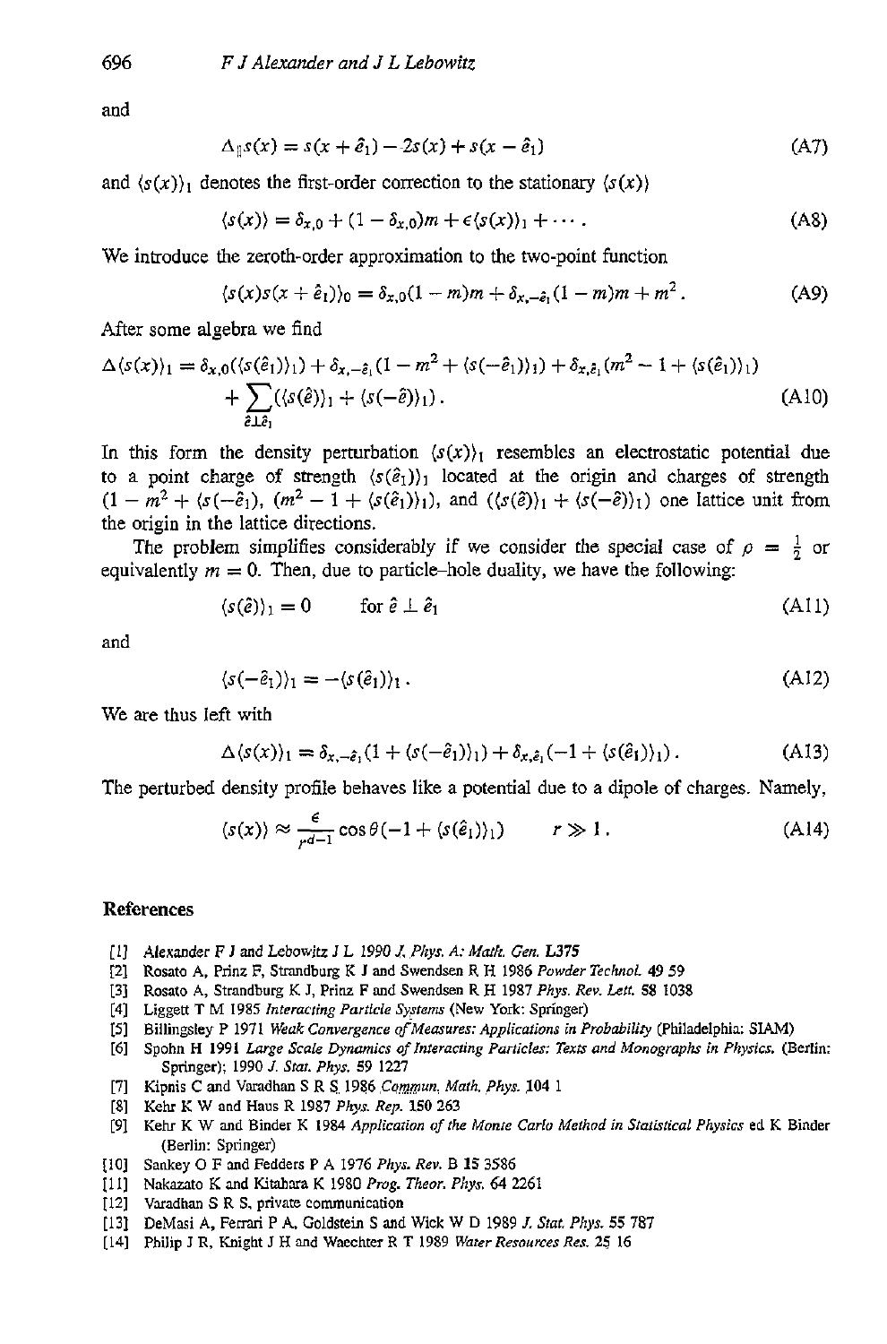and

$$\Delta_{\parallel} s(x) = s(x + \hat{e}_1) - 2s(x) + s(x - \hat{e}_1) \tag{A7}$$

and $\langle s(x) \rangle_1$ denotes the first-order correction to the stationary $\langle s(x) \rangle$

$$\langle s(x) \rangle = \delta_{x,0} + (1 - \delta_{x,0})m + \epsilon \langle s(x) \rangle_1 + \cdots . \tag{A8}$$

We introduce the zeroth-order approximation to the two-point function

$$\langle s(x)s(x + \hat{e}_1) \rangle_0 = \delta_{x,0}(1 - m)m + \delta_{x,-\hat{e}_1}(1 - m)m + m^2 . \tag{A9}$$

After some algebra we find

$$\begin{aligned}\Delta \langle s(x) \rangle_1 = {} & \delta_{x,0}(\langle s(\hat{e}_1) \rangle_1) + \delta_{x,-\hat{e}_1}(1 - m^2 + \langle s(-\hat{e}_1) \rangle_1) + \delta_{x,\hat{e}_1}(m^2 - 1 + \langle s(\hat{e}_1) \rangle_1) \\ & + \sum_{\hat{e} \perp \hat{e}_1} (\langle s(\hat{e}) \rangle_1 + \langle s(-\hat{e}) \rangle_1) .\end{aligned} \tag{A10}$$

In this form the density perturbation $\langle s(x) \rangle_1$ resembles an electrostatic potential due to a point charge of strength $\langle s(\hat{e}_1) \rangle_1$ located at the origin and charges of strength $(1 - m^2 + \langle s(-\hat{e}_1)$, $(m^2 - 1 + \langle s(\hat{e}_1) \rangle_1)$, and $(\langle s(\hat{e}) \rangle_1 + \langle s(-\hat{e}) \rangle_1)$ one lattice unit from the origin in the lattice directions.

The problem simplifies considerably if we consider the special case of $\rho = \frac{1}{2}$ or equivalently $m = 0$. Then, due to particle–hole duality, we have the following:

$$\langle s(\hat{e}) \rangle_1 = 0 \qquad \text{for } \hat{e} \perp \hat{e}_1 \tag{A11}$$

and

$$\langle s(-\hat{e}_1) \rangle_1 = -\langle s(\hat{e}_1) \rangle_1 . \tag{A12}$$

We are thus left with

$$\Delta \langle s(x) \rangle_1 = \delta_{x,-\hat{e}_1}(1 + \langle s(-\hat{e}_1) \rangle_1) + \delta_{x,\hat{e}_1}(-1 + \langle s(\hat{e}_1) \rangle_1) . \tag{A13}$$

The perturbed density profile behaves like a potential due to a dipole of charges. Namely,

$$\langle s(x) \rangle \approx \frac{\epsilon}{r^{d-1}} \cos\theta (-1 + \langle s(\hat{e}_1) \rangle_1) \qquad r \gg 1 . \tag{A14}$$

## References

[1] Alexander F J and Lebowitz J L 1990 *J. Phys. A: Math. Gen.* **L375**

[2] Rosato A, Prinz F, Strandburg K J and Swendsen R H 1986 *Powder Technol.* **49** 59

[3] Rosato A, Strandburg K J, Prinz F and Swendsen R H 1987 *Phys. Rev. Lett.* **58** 1038

[4] Liggett T M 1985 *Interacting Particle Systems* (New York: Springer)

[5] Billingsley P 1971 *Weak Convergence of Measures: Applications in Probability* (Philadelphia: SIAM)

[6] Spohn H 1991 *Large Scale Dynamics of Interacting Particles: Texts and Monographs in Physics.* (Berlin: Springer); 1990 *J. Stat. Phys.* **59** 1227

[7] Kipnis C and Varadhan S R S 1986 *Commun. Math. Phys.* **104** 1

[8] Kehr K W and Haus R 1987 *Phys. Rep.* **150** 263

[9] Kehr K W and Binder K 1984 *Application of the Monte Carlo Method in Statistical Physics* ed K Binder (Berlin: Springer)

[10] Sankey O F and Fedders P A 1976 *Phys. Rev.* B **15** 3586

[11] Nakazato K and Kitahara K 1980 *Prog. Theor. Phys.* **64** 2261

[12] Varadhan S R S, private communication

[13] DeMasi A, Ferrari P A, Goldstein S and Wick W D 1989 *J. Stat. Phys.* **55** 787

[14] Philip J R, Knight J H and Waechter R T 1989 *Water Resources Res.* **25** 16